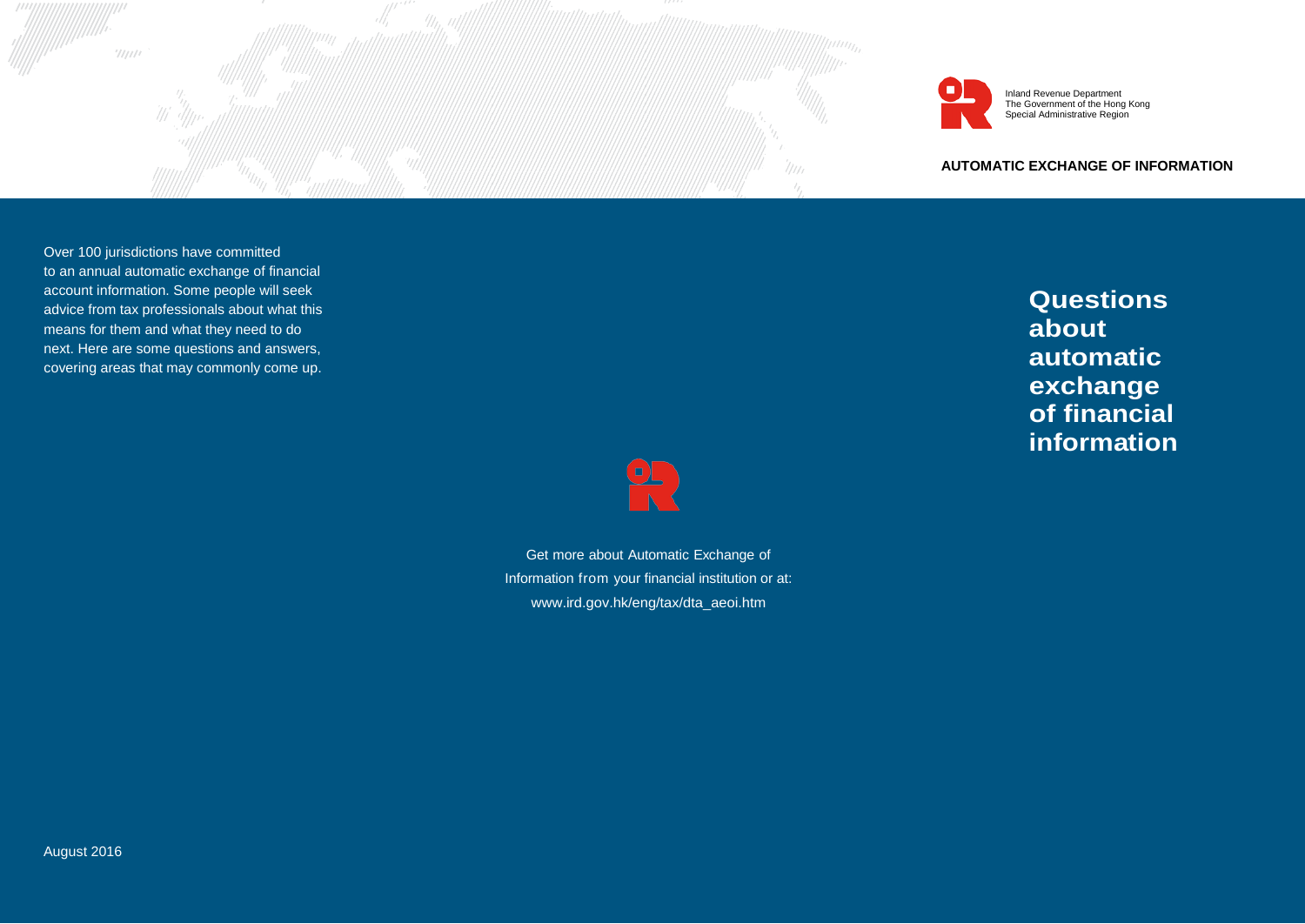Inland Revenue Department
The Government of the Hong Kong Special Administrative Region

**AUTOMATIC EXCHANGE OF INFORMATION**

# Questions about automatic exchange of financial information

Over 100 jurisdictions have committed to an annual automatic exchange of financial account information. Some people will seek advice from tax professionals about what this means for them and what they need to do next. Here are some questions and answers, covering areas that may commonly come up.

Get more about Automatic Exchange of Information from your financial institution or at: www.ird.gov.hk/eng/tax/dta_aeoi.htm

August 2016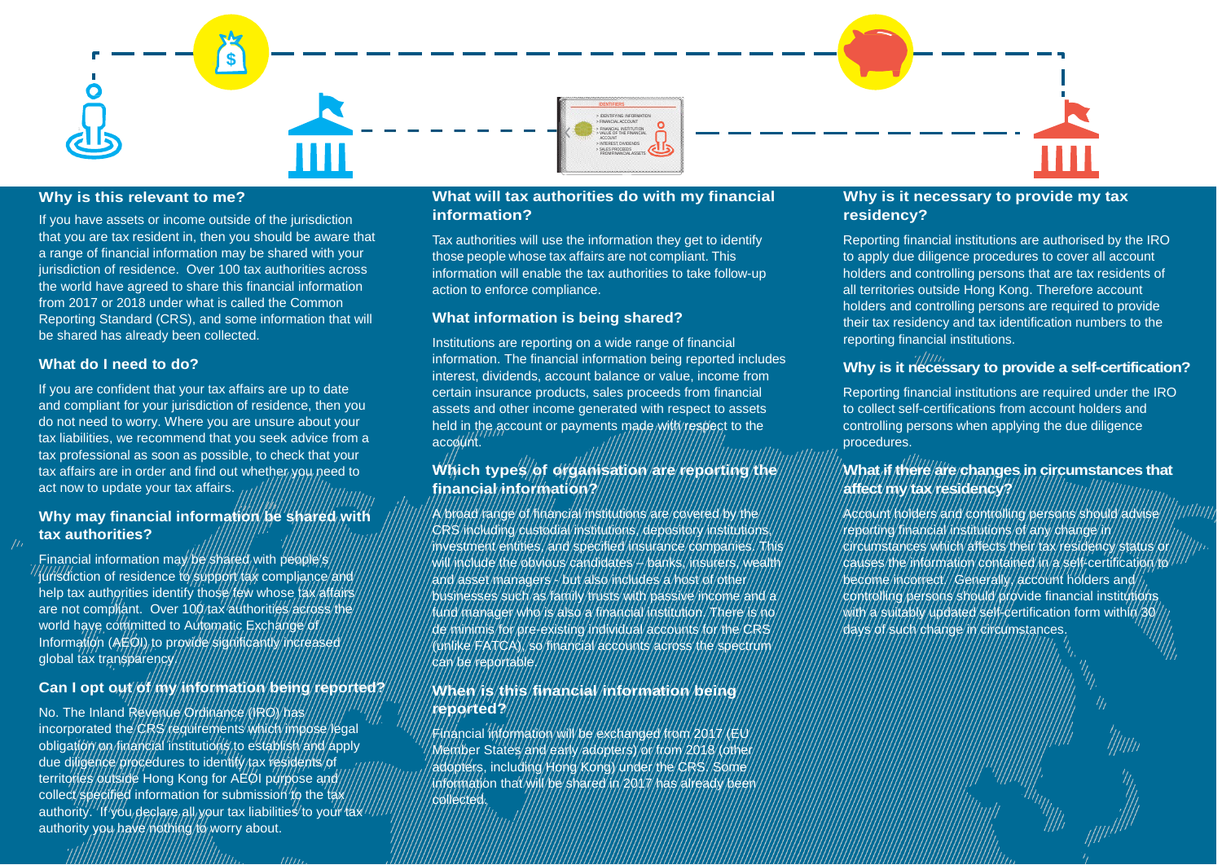## Why is this relevant to me?

If you have assets or income outside of the jurisdiction that you are tax resident in, then you should be aware that a range of financial information may be shared with your jurisdiction of residence. Over 100 tax authorities across the world have agreed to share this financial information from 2017 or 2018 under what is called the Common Reporting Standard (CRS), and some information that will be shared has already been collected.

## What do I need to do?

If you are confident that your tax affairs are up to date and compliant for your jurisdiction of residence, then you do not need to worry. Where you are unsure about your tax liabilities, we recommend that you seek advice from a tax professional as soon as possible, to check that your tax affairs are in order and find out whether you need to act now to update your tax affairs.

## Why may financial information be shared with tax authorities?

Financial information may be shared with people's jurisdiction of residence to support tax compliance and help tax authorities identify those few whose tax affairs are not compliant. Over 100 tax authorities across the world have committed to Automatic Exchange of Information (AEOI) to provide significantly increased global tax transparency.

## Can I opt out of my information being reported?

No. The Inland Revenue Ordinance (IRO) has incorporated the CRS requirements which impose legal obligation on financial institutions to establish and apply due diligence procedures to identify tax residents of territories outside Hong Kong for AEOI purpose and collect specified information for submission to the tax authority. If you declare all your tax liabilities to your tax authority you have nothing to worry about.

## What will tax authorities do with my financial information?

Tax authorities will use the information they get to identify those people whose tax affairs are not compliant. This information will enable the tax authorities to take follow-up action to enforce compliance.

## What information is being shared?

Institutions are reporting on a wide range of financial information. The financial information being reported includes interest, dividends, account balance or value, income from certain insurance products, sales proceeds from financial assets and other income generated with respect to assets held in the account or payments made with respect to the account.

## Which types of organisation are reporting the financial information?

A broad range of financial institutions are covered by the CRS including custodial institutions, depository institutions, investment entities, and specified insurance companies. This will include the obvious candidates – banks, insurers, wealth and asset managers - but also includes a host of other businesses such as family trusts with passive income and a fund manager who is also a financial institution. There is no de minimis for pre-existing individual accounts for the CRS (unlike FATCA), so financial accounts across the spectrum can be reportable.

## When is this financial information being reported?

Financial information will be exchanged from 2017 (EU Member States and early adopters) or from 2018 (other adopters, including Hong Kong) under the CRS. Some information that will be shared in 2017 has already been collected.

## Why is it necessary to provide my tax residency?

Reporting financial institutions are authorised by the IRO to apply due diligence procedures to cover all account holders and controlling persons that are tax residents of all territories outside Hong Kong. Therefore account holders and controlling persons are required to provide their tax residency and tax identification numbers to the reporting financial institutions.

## Why is it necessary to provide a self-certification?

Reporting financial institutions are required under the IRO to collect self-certifications from account holders and controlling persons when applying the due diligence procedures.

## What if there are changes in circumstances that affect my tax residency?

Account holders and controlling persons should advise reporting financial institutions of any change in circumstances which affects their tax residency status or causes the information contained in a self-certification to become incorrect. Generally, account holders and controlling persons should provide financial institutions with a suitably updated self-certification form within 30 days of such change in circumstances.